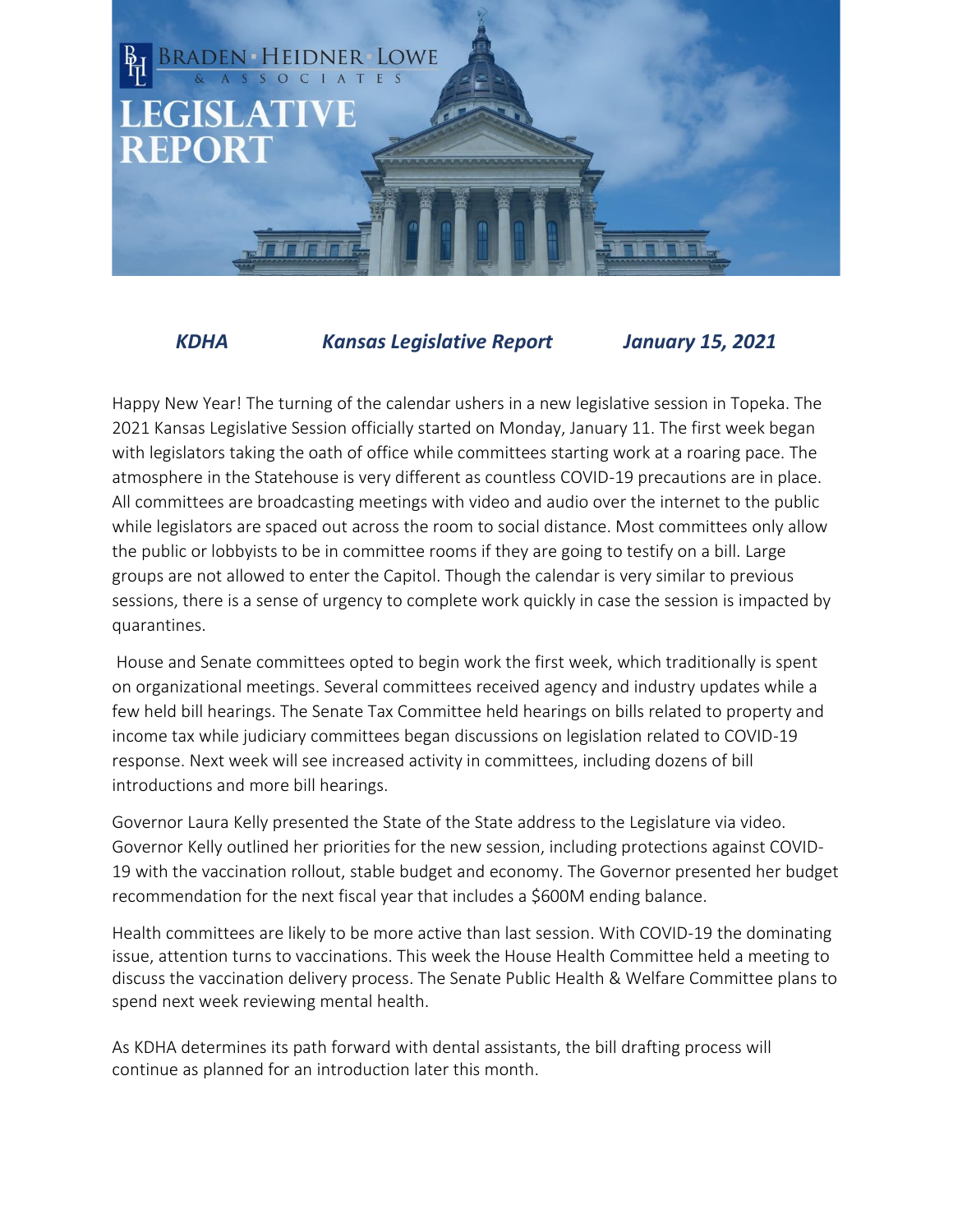# BRADEN · HEIDNER · LOWE & ASSOCIATES

# LEGISLATIVE REPORT

***KDHA*** ***Kansas Legislative Report*** ***January 15, 2021***

Happy New Year! The turning of the calendar ushers in a new legislative session in Topeka. The 2021 Kansas Legislative Session officially started on Monday, January 11. The first week began with legislators taking the oath of office while committees starting work at a roaring pace. The atmosphere in the Statehouse is very different as countless COVID-19 precautions are in place. All committees are broadcasting meetings with video and audio over the internet to the public while legislators are spaced out across the room to social distance. Most committees only allow the public or lobbyists to be in committee rooms if they are going to testify on a bill. Large groups are not allowed to enter the Capitol. Though the calendar is very similar to previous sessions, there is a sense of urgency to complete work quickly in case the session is impacted by quarantines.

House and Senate committees opted to begin work the first week, which traditionally is spent on organizational meetings. Several committees received agency and industry updates while a few held bill hearings. The Senate Tax Committee held hearings on bills related to property and income tax while judiciary committees began discussions on legislation related to COVID-19 response. Next week will see increased activity in committees, including dozens of bill introductions and more bill hearings.

Governor Laura Kelly presented the State of the State address to the Legislature via video. Governor Kelly outlined her priorities for the new session, including protections against COVID-19 with the vaccination rollout, stable budget and economy. The Governor presented her budget recommendation for the next fiscal year that includes a $600M ending balance.

Health committees are likely to be more active than last session. With COVID-19 the dominating issue, attention turns to vaccinations. This week the House Health Committee held a meeting to discuss the vaccination delivery process. The Senate Public Health & Welfare Committee plans to spend next week reviewing mental health.

As KDHA determines its path forward with dental assistants, the bill drafting process will continue as planned for an introduction later this month.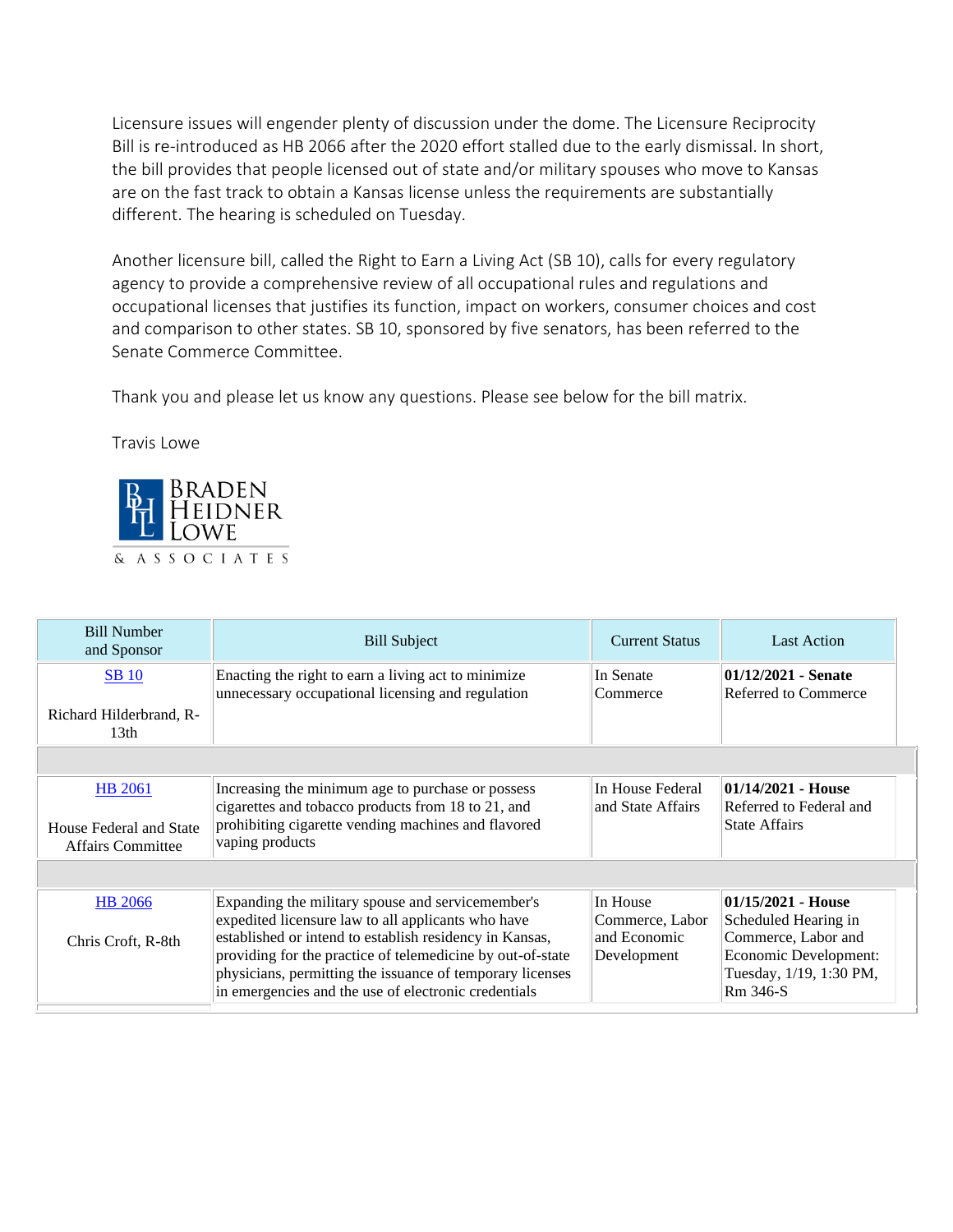Licensure issues will engender plenty of discussion under the dome. The Licensure Reciprocity Bill is re-introduced as HB 2066 after the 2020 effort stalled due to the early dismissal. In short, the bill provides that people licensed out of state and/or military spouses who move to Kansas are on the fast track to obtain a Kansas license unless the requirements are substantially different. The hearing is scheduled on Tuesday.

Another licensure bill, called the Right to Earn a Living Act (SB 10), calls for every regulatory agency to provide a comprehensive review of all occupational rules and regulations and occupational licenses that justifies its function, impact on workers, consumer choices and cost and comparison to other states. SB 10, sponsored by five senators, has been referred to the Senate Commerce Committee.

Thank you and please let us know any questions. Please see below for the bill matrix.

Travis Lowe

BRADEN HEIDNER LOWE & ASSOCIATES

| Bill Number and Sponsor | Bill Subject | Current Status | Last Action |
|---|---|---|---|
| SB 10<br><br>Richard Hilderbrand, R-13th | Enacting the right to earn a living act to minimize unnecessary occupational licensing and regulation | In Senate Commerce | **01/12/2021 - Senate** Referred to Commerce |
| | | | |
| HB 2061<br><br>House Federal and State Affairs Committee | Increasing the minimum age to purchase or possess cigarettes and tobacco products from 18 to 21, and prohibiting cigarette vending machines and flavored vaping products | In House Federal and State Affairs | **01/14/2021 - House** Referred to Federal and State Affairs |
| | | | |
| HB 2066<br><br>Chris Croft, R-8th | Expanding the military spouse and servicemember's expedited licensure law to all applicants who have established or intend to establish residency in Kansas, providing for the practice of telemedicine by out-of-state physicians, permitting the issuance of temporary licenses in emergencies and the use of electronic credentials | In House Commerce, Labor and Economic Development | **01/15/2021 - House** Scheduled Hearing in Commerce, Labor and Economic Development: Tuesday, 1/19, 1:30 PM, Rm 346-S |